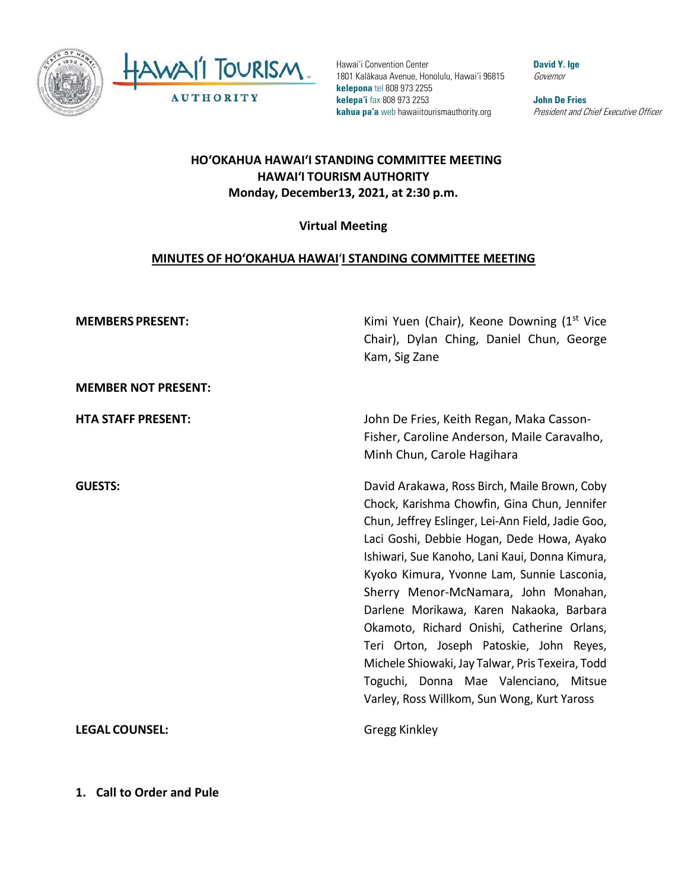Hawaiʻi Convention Center
1801 Kalākaua Avenue, Honolulu, Hawaiʻi 96815
**kelepona** tel 808 973 2255
**kelepaʻi** fax 808 973 2253
**kahua paʻa** web hawaiitourismauthority.org

**David Y. Ige**
*Governor*

**John De Fries**
*President and Chief Executive Officer*

# HOʻOKAHUA HAWAIʻI STANDING COMMITTEE MEETING
# HAWAIʻI TOURISM AUTHORITY
**Monday, December13, 2021, at 2:30 p.m.**

**Virtual Meeting**

## MINUTES OF HOʻOKAHUA HAWAIʻI STANDING COMMITTEE MEETING

**MEMBERS PRESENT:** Kimi Yuen (Chair), Keone Downing (1st Vice Chair), Dylan Ching, Daniel Chun, George Kam, Sig Zane

**MEMBER NOT PRESENT:**

**HTA STAFF PRESENT:** John De Fries, Keith Regan, Maka Casson-Fisher, Caroline Anderson, Maile Caravalho, Minh Chun, Carole Hagihara

**GUESTS:** David Arakawa, Ross Birch, Maile Brown, Coby Chock, Karishma Chowfin, Gina Chun, Jennifer Chun, Jeffrey Eslinger, Lei-Ann Field, Jadie Goo, Laci Goshi, Debbie Hogan, Dede Howa, Ayako Ishiwari, Sue Kanoho, Lani Kaui, Donna Kimura, Kyoko Kimura, Yvonne Lam, Sunnie Lasconia, Sherry Menor-McNamara, John Monahan, Darlene Morikawa, Karen Nakaoka, Barbara Okamoto, Richard Onishi, Catherine Orlans, Teri Orton, Joseph Patoskie, John Reyes, Michele Shiowaki, Jay Talwar, Pris Texeira, Todd Toguchi, Donna Mae Valenciano, Mitsue Varley, Ross Willkom, Sun Wong, Kurt Yaross

**LEGAL COUNSEL:** Gregg Kinkley

### 1. Call to Order and Pule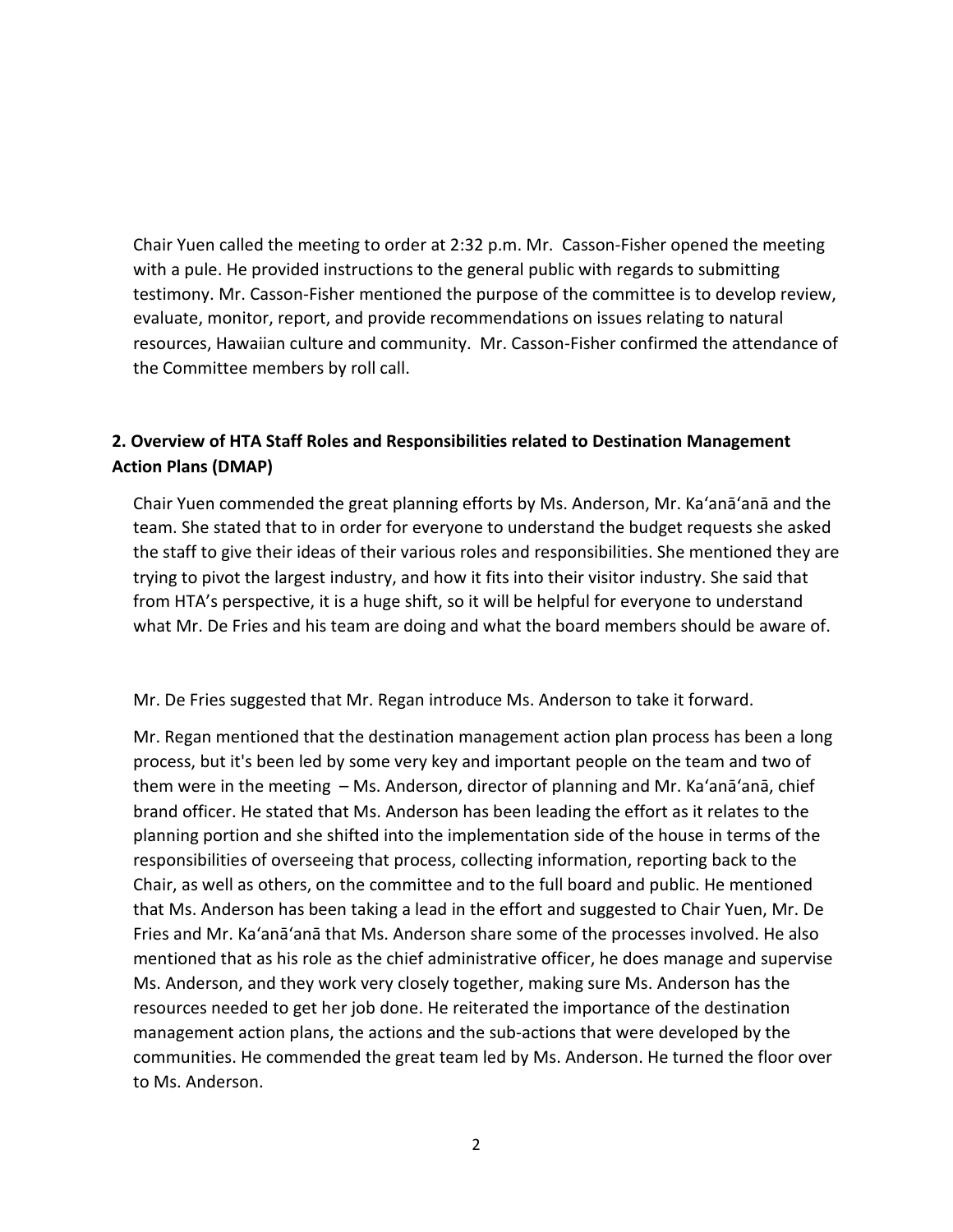Chair Yuen called the meeting to order at 2:32 p.m. Mr. Casson-Fisher opened the meeting with a pule. He provided instructions to the general public with regards to submitting testimony. Mr. Casson-Fisher mentioned the purpose of the committee is to develop review, evaluate, monitor, report, and provide recommendations on issues relating to natural resources, Hawaiian culture and community. Mr. Casson-Fisher confirmed the attendance of the Committee members by roll call.

**2. Overview of HTA Staff Roles and Responsibilities related to Destination Management Action Plans (DMAP)**

Chair Yuen commended the great planning efforts by Ms. Anderson, Mr. Ka'anā'anā and the team. She stated that to in order for everyone to understand the budget requests she asked the staff to give their ideas of their various roles and responsibilities. She mentioned they are trying to pivot the largest industry, and how it fits into their visitor industry. She said that from HTA's perspective, it is a huge shift, so it will be helpful for everyone to understand what Mr. De Fries and his team are doing and what the board members should be aware of.

Mr. De Fries suggested that Mr. Regan introduce Ms. Anderson to take it forward.

Mr. Regan mentioned that the destination management action plan process has been a long process, but it's been led by some very key and important people on the team and two of them were in the meeting – Ms. Anderson, director of planning and Mr. Ka'anā'anā, chief brand officer. He stated that Ms. Anderson has been leading the effort as it relates to the planning portion and she shifted into the implementation side of the house in terms of the responsibilities of overseeing that process, collecting information, reporting back to the Chair, as well as others, on the committee and to the full board and public. He mentioned that Ms. Anderson has been taking a lead in the effort and suggested to Chair Yuen, Mr. De Fries and Mr. Ka'anā'anā that Ms. Anderson share some of the processes involved. He also mentioned that as his role as the chief administrative officer, he does manage and supervise Ms. Anderson, and they work very closely together, making sure Ms. Anderson has the resources needed to get her job done. He reiterated the importance of the destination management action plans, the actions and the sub-actions that were developed by the communities. He commended the great team led by Ms. Anderson. He turned the floor over to Ms. Anderson.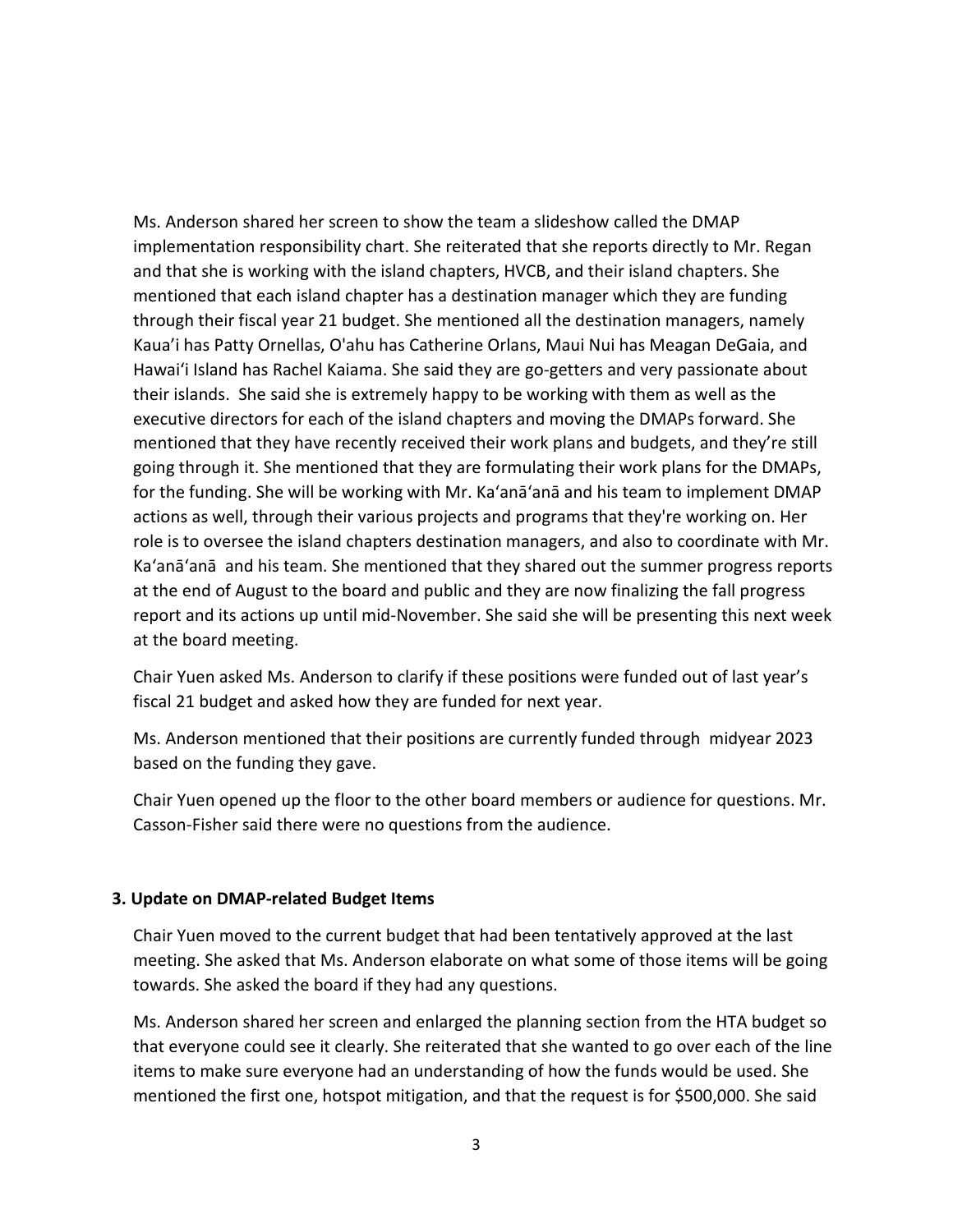Ms. Anderson shared her screen to show the team a slideshow called the DMAP implementation responsibility chart. She reiterated that she reports directly to Mr. Regan and that she is working with the island chapters, HVCB, and their island chapters. She mentioned that each island chapter has a destination manager which they are funding through their fiscal year 21 budget. She mentioned all the destination managers, namely Kaua'i has Patty Ornellas, O'ahu has Catherine Orlans, Maui Nui has Meagan DeGaia, and Hawai'i Island has Rachel Kaiama. She said they are go-getters and very passionate about their islands. She said she is extremely happy to be working with them as well as the executive directors for each of the island chapters and moving the DMAPs forward. She mentioned that they have recently received their work plans and budgets, and they're still going through it. She mentioned that they are formulating their work plans for the DMAPs, for the funding. She will be working with Mr. Ka'anā'anā and his team to implement DMAP actions as well, through their various projects and programs that they're working on. Her role is to oversee the island chapters destination managers, and also to coordinate with Mr. Ka'anā'anā and his team. She mentioned that they shared out the summer progress reports at the end of August to the board and public and they are now finalizing the fall progress report and its actions up until mid-November. She said she will be presenting this next week at the board meeting.

Chair Yuen asked Ms. Anderson to clarify if these positions were funded out of last year's fiscal 21 budget and asked how they are funded for next year.

Ms. Anderson mentioned that their positions are currently funded through midyear 2023 based on the funding they gave.

Chair Yuen opened up the floor to the other board members or audience for questions. Mr. Casson-Fisher said there were no questions from the audience.

### 3. Update on DMAP-related Budget Items

Chair Yuen moved to the current budget that had been tentatively approved at the last meeting. She asked that Ms. Anderson elaborate on what some of those items will be going towards. She asked the board if they had any questions.

Ms. Anderson shared her screen and enlarged the planning section from the HTA budget so that everyone could see it clearly. She reiterated that she wanted to go over each of the line items to make sure everyone had an understanding of how the funds would be used. She mentioned the first one, hotspot mitigation, and that the request is for $500,000. She said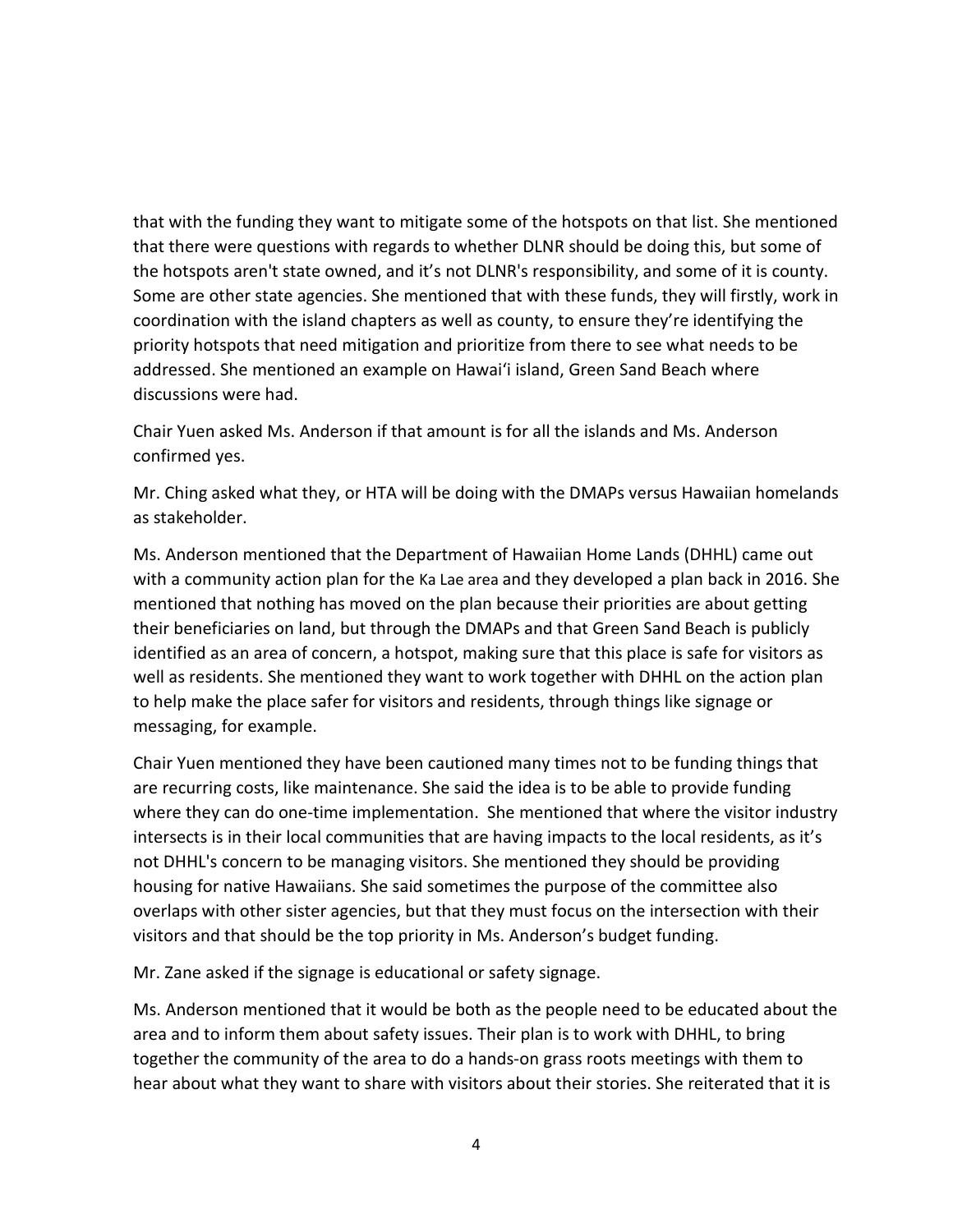that with the funding they want to mitigate some of the hotspots on that list. She mentioned that there were questions with regards to whether DLNR should be doing this, but some of the hotspots aren't state owned, and it's not DLNR's responsibility, and some of it is county. Some are other state agencies. She mentioned that with these funds, they will firstly, work in coordination with the island chapters as well as county, to ensure they're identifying the priority hotspots that need mitigation and prioritize from there to see what needs to be addressed. She mentioned an example on Hawaiʻi island, Green Sand Beach where discussions were had.

Chair Yuen asked Ms. Anderson if that amount is for all the islands and Ms. Anderson confirmed yes.

Mr. Ching asked what they, or HTA will be doing with the DMAPs versus Hawaiian homelands as stakeholder.

Ms. Anderson mentioned that the Department of Hawaiian Home Lands (DHHL) came out with a community action plan for the Ka Lae area and they developed a plan back in 2016. She mentioned that nothing has moved on the plan because their priorities are about getting their beneficiaries on land, but through the DMAPs and that Green Sand Beach is publicly identified as an area of concern, a hotspot, making sure that this place is safe for visitors as well as residents. She mentioned they want to work together with DHHL on the action plan to help make the place safer for visitors and residents, through things like signage or messaging, for example.

Chair Yuen mentioned they have been cautioned many times not to be funding things that are recurring costs, like maintenance. She said the idea is to be able to provide funding where they can do one-time implementation. She mentioned that where the visitor industry intersects is in their local communities that are having impacts to the local residents, as it's not DHHL's concern to be managing visitors. She mentioned they should be providing housing for native Hawaiians. She said sometimes the purpose of the committee also overlaps with other sister agencies, but that they must focus on the intersection with their visitors and that should be the top priority in Ms. Anderson's budget funding.

Mr. Zane asked if the signage is educational or safety signage.

Ms. Anderson mentioned that it would be both as the people need to be educated about the area and to inform them about safety issues. Their plan is to work with DHHL, to bring together the community of the area to do a hands-on grass roots meetings with them to hear about what they want to share with visitors about their stories. She reiterated that it is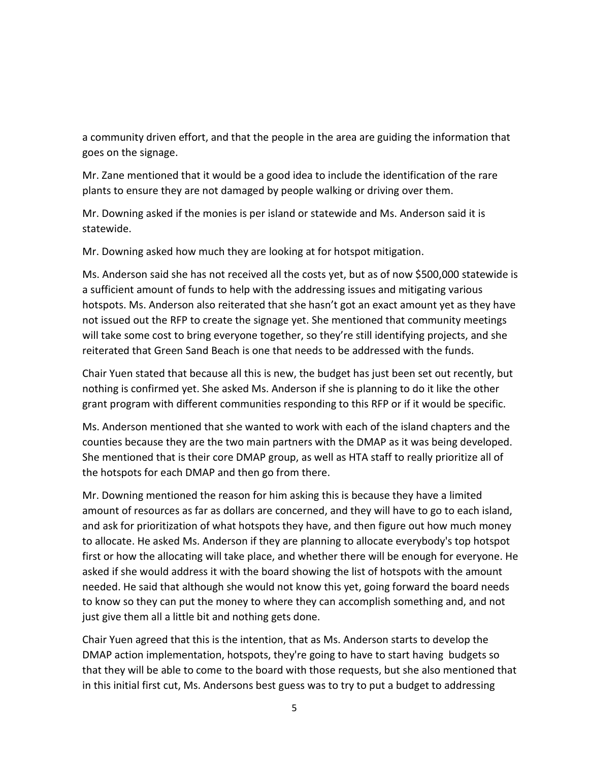a community driven effort, and that the people in the area are guiding the information that goes on the signage.

Mr. Zane mentioned that it would be a good idea to include the identification of the rare plants to ensure they are not damaged by people walking or driving over them.

Mr. Downing asked if the monies is per island or statewide and Ms. Anderson said it is statewide.

Mr. Downing asked how much they are looking at for hotspot mitigation.

Ms. Anderson said she has not received all the costs yet, but as of now $500,000 statewide is a sufficient amount of funds to help with the addressing issues and mitigating various hotspots. Ms. Anderson also reiterated that she hasn't got an exact amount yet as they have not issued out the RFP to create the signage yet. She mentioned that community meetings will take some cost to bring everyone together, so they're still identifying projects, and she reiterated that Green Sand Beach is one that needs to be addressed with the funds.

Chair Yuen stated that because all this is new, the budget has just been set out recently, but nothing is confirmed yet. She asked Ms. Anderson if she is planning to do it like the other grant program with different communities responding to this RFP or if it would be specific.

Ms. Anderson mentioned that she wanted to work with each of the island chapters and the counties because they are the two main partners with the DMAP as it was being developed. She mentioned that is their core DMAP group, as well as HTA staff to really prioritize all of the hotspots for each DMAP and then go from there.

Mr. Downing mentioned the reason for him asking this is because they have a limited amount of resources as far as dollars are concerned, and they will have to go to each island, and ask for prioritization of what hotspots they have, and then figure out how much money to allocate. He asked Ms. Anderson if they are planning to allocate everybody's top hotspot first or how the allocating will take place, and whether there will be enough for everyone. He asked if she would address it with the board showing the list of hotspots with the amount needed. He said that although she would not know this yet, going forward the board needs to know so they can put the money to where they can accomplish something and, and not just give them all a little bit and nothing gets done.

Chair Yuen agreed that this is the intention, that as Ms. Anderson starts to develop the DMAP action implementation, hotspots, they're going to have to start having budgets so that they will be able to come to the board with those requests, but she also mentioned that in this initial first cut, Ms. Andersons best guess was to try to put a budget to addressing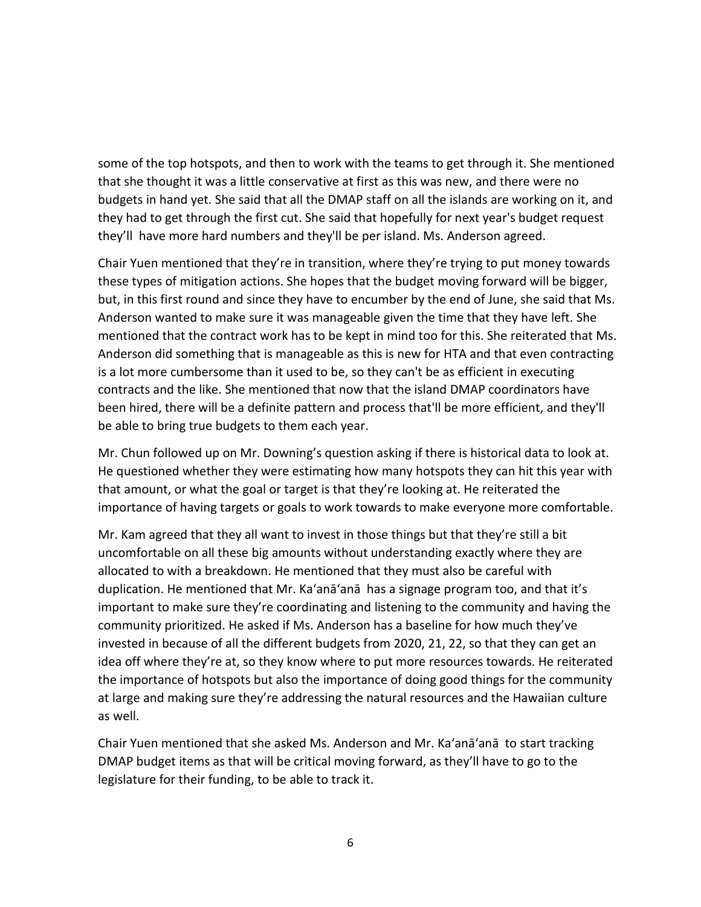some of the top hotspots, and then to work with the teams to get through it. She mentioned that she thought it was a little conservative at first as this was new, and there were no budgets in hand yet. She said that all the DMAP staff on all the islands are working on it, and they had to get through the first cut. She said that hopefully for next year's budget request they'll have more hard numbers and they'll be per island. Ms. Anderson agreed.

Chair Yuen mentioned that they're in transition, where they're trying to put money towards these types of mitigation actions. She hopes that the budget moving forward will be bigger, but, in this first round and since they have to encumber by the end of June, she said that Ms. Anderson wanted to make sure it was manageable given the time that they have left. She mentioned that the contract work has to be kept in mind too for this. She reiterated that Ms. Anderson did something that is manageable as this is new for HTA and that even contracting is a lot more cumbersome than it used to be, so they can't be as efficient in executing contracts and the like. She mentioned that now that the island DMAP coordinators have been hired, there will be a definite pattern and process that'll be more efficient, and they'll be able to bring true budgets to them each year.

Mr. Chun followed up on Mr. Downing's question asking if there is historical data to look at. He questioned whether they were estimating how many hotspots they can hit this year with that amount, or what the goal or target is that they're looking at. He reiterated the importance of having targets or goals to work towards to make everyone more comfortable.

Mr. Kam agreed that they all want to invest in those things but that they're still a bit uncomfortable on all these big amounts without understanding exactly where they are allocated to with a breakdown. He mentioned that they must also be careful with duplication. He mentioned that Mr. Ka'anā'anā has a signage program too, and that it's important to make sure they're coordinating and listening to the community and having the community prioritized. He asked if Ms. Anderson has a baseline for how much they've invested in because of all the different budgets from 2020, 21, 22, so that they can get an idea off where they're at, so they know where to put more resources towards. He reiterated the importance of hotspots but also the importance of doing good things for the community at large and making sure they're addressing the natural resources and the Hawaiian culture as well.

Chair Yuen mentioned that she asked Ms. Anderson and Mr. Ka'anā'anā to start tracking DMAP budget items as that will be critical moving forward, as they'll have to go to the legislature for their funding, to be able to track it.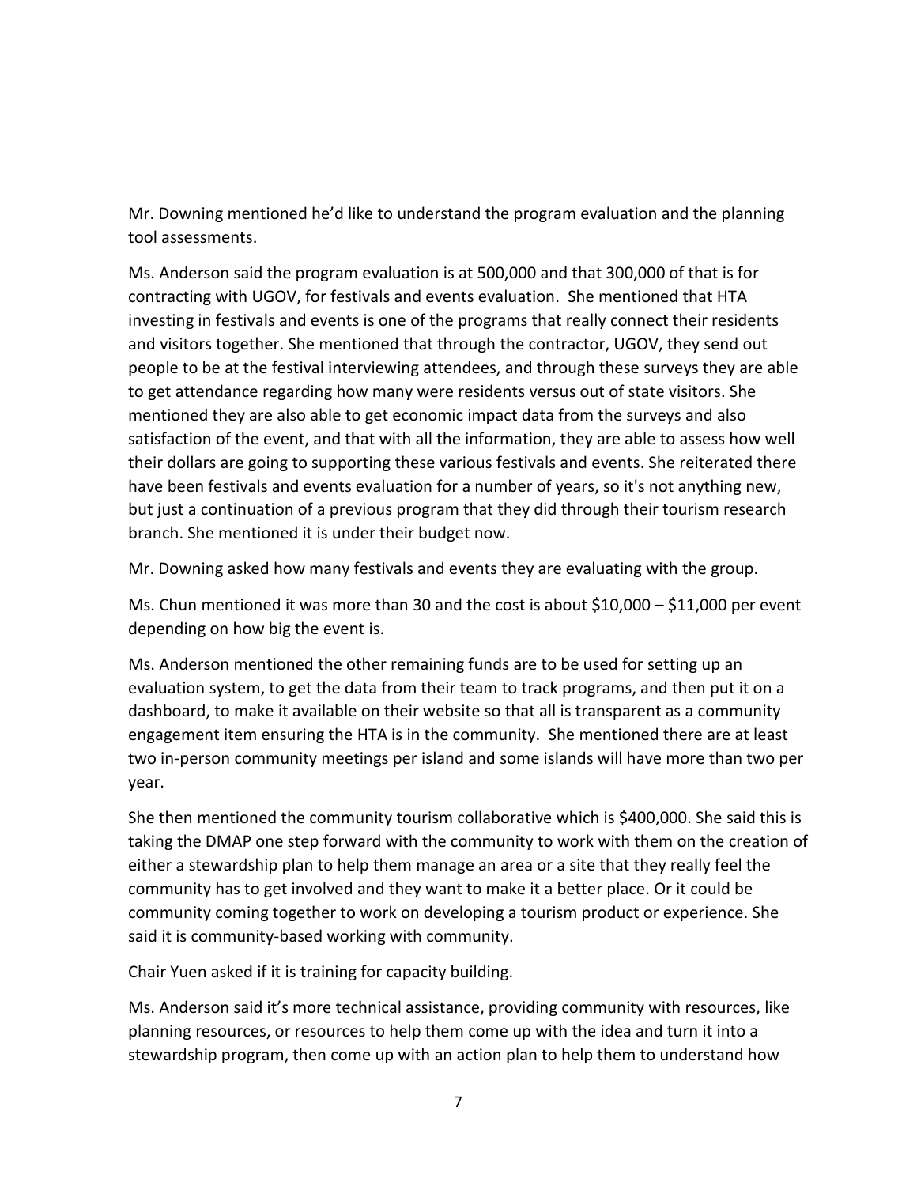Mr. Downing mentioned he'd like to understand the program evaluation and the planning tool assessments.

Ms. Anderson said the program evaluation is at 500,000 and that 300,000 of that is for contracting with UGOV, for festivals and events evaluation. She mentioned that HTA investing in festivals and events is one of the programs that really connect their residents and visitors together. She mentioned that through the contractor, UGOV, they send out people to be at the festival interviewing attendees, and through these surveys they are able to get attendance regarding how many were residents versus out of state visitors. She mentioned they are also able to get economic impact data from the surveys and also satisfaction of the event, and that with all the information, they are able to assess how well their dollars are going to supporting these various festivals and events. She reiterated there have been festivals and events evaluation for a number of years, so it's not anything new, but just a continuation of a previous program that they did through their tourism research branch. She mentioned it is under their budget now.

Mr. Downing asked how many festivals and events they are evaluating with the group.

Ms. Chun mentioned it was more than 30 and the cost is about $10,000 – $11,000 per event depending on how big the event is.

Ms. Anderson mentioned the other remaining funds are to be used for setting up an evaluation system, to get the data from their team to track programs, and then put it on a dashboard, to make it available on their website so that all is transparent as a community engagement item ensuring the HTA is in the community. She mentioned there are at least two in-person community meetings per island and some islands will have more than two per year.

She then mentioned the community tourism collaborative which is $400,000. She said this is taking the DMAP one step forward with the community to work with them on the creation of either a stewardship plan to help them manage an area or a site that they really feel the community has to get involved and they want to make it a better place. Or it could be community coming together to work on developing a tourism product or experience. She said it is community-based working with community.

Chair Yuen asked if it is training for capacity building.

Ms. Anderson said it's more technical assistance, providing community with resources, like planning resources, or resources to help them come up with the idea and turn it into a stewardship program, then come up with an action plan to help them to understand how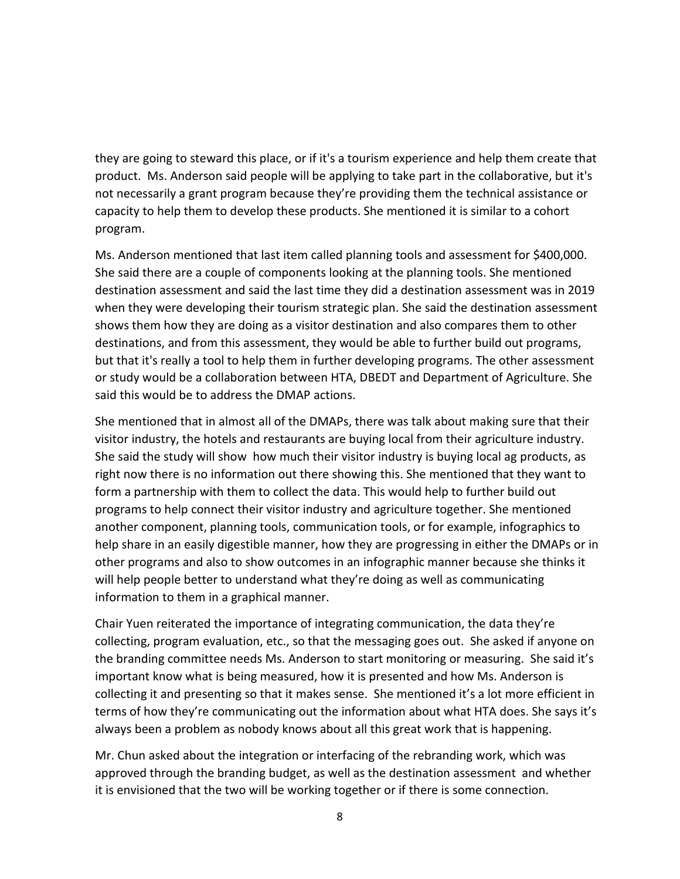they are going to steward this place, or if it's a tourism experience and help them create that product. Ms. Anderson said people will be applying to take part in the collaborative, but it's not necessarily a grant program because they're providing them the technical assistance or capacity to help them to develop these products. She mentioned it is similar to a cohort program.

Ms. Anderson mentioned that last item called planning tools and assessment for $400,000. She said there are a couple of components looking at the planning tools. She mentioned destination assessment and said the last time they did a destination assessment was in 2019 when they were developing their tourism strategic plan. She said the destination assessment shows them how they are doing as a visitor destination and also compares them to other destinations, and from this assessment, they would be able to further build out programs, but that it's really a tool to help them in further developing programs. The other assessment or study would be a collaboration between HTA, DBEDT and Department of Agriculture. She said this would be to address the DMAP actions.

She mentioned that in almost all of the DMAPs, there was talk about making sure that their visitor industry, the hotels and restaurants are buying local from their agriculture industry. She said the study will show how much their visitor industry is buying local ag products, as right now there is no information out there showing this. She mentioned that they want to form a partnership with them to collect the data. This would help to further build out programs to help connect their visitor industry and agriculture together. She mentioned another component, planning tools, communication tools, or for example, infographics to help share in an easily digestible manner, how they are progressing in either the DMAPs or in other programs and also to show outcomes in an infographic manner because she thinks it will help people better to understand what they're doing as well as communicating information to them in a graphical manner.

Chair Yuen reiterated the importance of integrating communication, the data they're collecting, program evaluation, etc., so that the messaging goes out. She asked if anyone on the branding committee needs Ms. Anderson to start monitoring or measuring. She said it's important know what is being measured, how it is presented and how Ms. Anderson is collecting it and presenting so that it makes sense. She mentioned it's a lot more efficient in terms of how they're communicating out the information about what HTA does. She says it's always been a problem as nobody knows about all this great work that is happening.

Mr. Chun asked about the integration or interfacing of the rebranding work, which was approved through the branding budget, as well as the destination assessment and whether it is envisioned that the two will be working together or if there is some connection.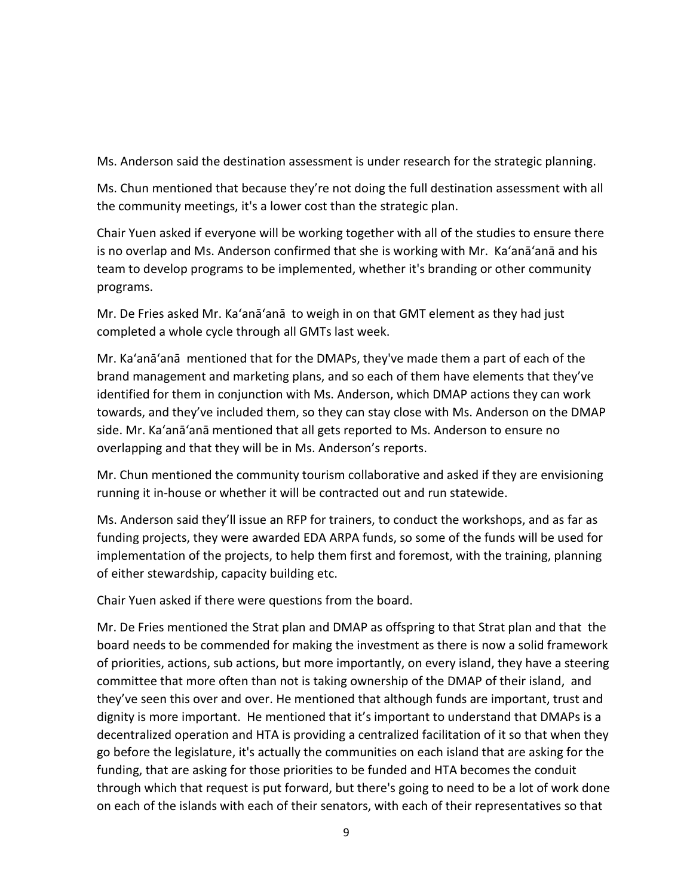Ms. Anderson said the destination assessment is under research for the strategic planning.

Ms. Chun mentioned that because they're not doing the full destination assessment with all the community meetings, it's a lower cost than the strategic plan.

Chair Yuen asked if everyone will be working together with all of the studies to ensure there is no overlap and Ms. Anderson confirmed that she is working with Mr. Ka'anā'anā and his team to develop programs to be implemented, whether it's branding or other community programs.

Mr. De Fries asked Mr. Ka'anā'anā to weigh in on that GMT element as they had just completed a whole cycle through all GMTs last week.

Mr. Ka'anā'anā mentioned that for the DMAPs, they've made them a part of each of the brand management and marketing plans, and so each of them have elements that they've identified for them in conjunction with Ms. Anderson, which DMAP actions they can work towards, and they've included them, so they can stay close with Ms. Anderson on the DMAP side. Mr. Ka'anā'anā mentioned that all gets reported to Ms. Anderson to ensure no overlapping and that they will be in Ms. Anderson's reports.

Mr. Chun mentioned the community tourism collaborative and asked if they are envisioning running it in-house or whether it will be contracted out and run statewide.

Ms. Anderson said they'll issue an RFP for trainers, to conduct the workshops, and as far as funding projects, they were awarded EDA ARPA funds, so some of the funds will be used for implementation of the projects, to help them first and foremost, with the training, planning of either stewardship, capacity building etc.

Chair Yuen asked if there were questions from the board.

Mr. De Fries mentioned the Strat plan and DMAP as offspring to that Strat plan and that the board needs to be commended for making the investment as there is now a solid framework of priorities, actions, sub actions, but more importantly, on every island, they have a steering committee that more often than not is taking ownership of the DMAP of their island, and they've seen this over and over. He mentioned that although funds are important, trust and dignity is more important. He mentioned that it's important to understand that DMAPs is a decentralized operation and HTA is providing a centralized facilitation of it so that when they go before the legislature, it's actually the communities on each island that are asking for the funding, that are asking for those priorities to be funded and HTA becomes the conduit through which that request is put forward, but there's going to need to be a lot of work done on each of the islands with each of their senators, with each of their representatives so that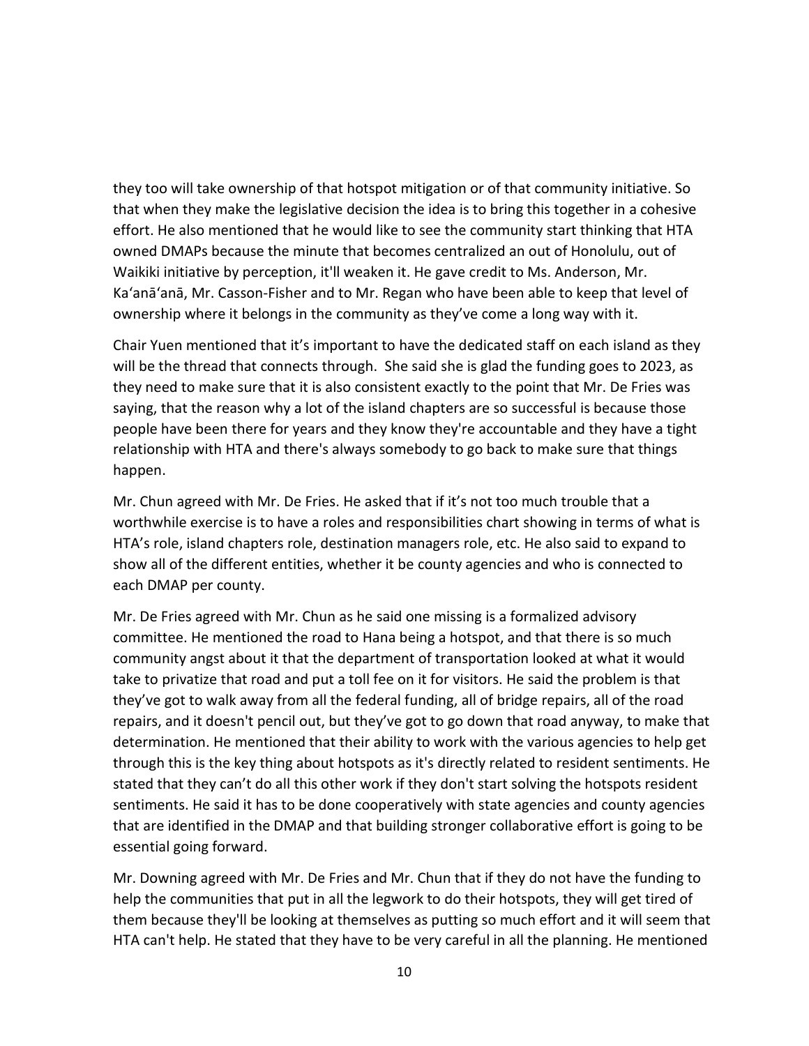they too will take ownership of that hotspot mitigation or of that community initiative. So that when they make the legislative decision the idea is to bring this together in a cohesive effort. He also mentioned that he would like to see the community start thinking that HTA owned DMAPs because the minute that becomes centralized an out of Honolulu, out of Waikiki initiative by perception, it'll weaken it. He gave credit to Ms. Anderson, Mr. Ka'anā'anā, Mr. Casson-Fisher and to Mr. Regan who have been able to keep that level of ownership where it belongs in the community as they've come a long way with it.

Chair Yuen mentioned that it's important to have the dedicated staff on each island as they will be the thread that connects through. She said she is glad the funding goes to 2023, as they need to make sure that it is also consistent exactly to the point that Mr. De Fries was saying, that the reason why a lot of the island chapters are so successful is because those people have been there for years and they know they're accountable and they have a tight relationship with HTA and there's always somebody to go back to make sure that things happen.

Mr. Chun agreed with Mr. De Fries. He asked that if it's not too much trouble that a worthwhile exercise is to have a roles and responsibilities chart showing in terms of what is HTA's role, island chapters role, destination managers role, etc. He also said to expand to show all of the different entities, whether it be county agencies and who is connected to each DMAP per county.

Mr. De Fries agreed with Mr. Chun as he said one missing is a formalized advisory committee. He mentioned the road to Hana being a hotspot, and that there is so much community angst about it that the department of transportation looked at what it would take to privatize that road and put a toll fee on it for visitors. He said the problem is that they've got to walk away from all the federal funding, all of bridge repairs, all of the road repairs, and it doesn't pencil out, but they've got to go down that road anyway, to make that determination. He mentioned that their ability to work with the various agencies to help get through this is the key thing about hotspots as it's directly related to resident sentiments. He stated that they can't do all this other work if they don't start solving the hotspots resident sentiments. He said it has to be done cooperatively with state agencies and county agencies that are identified in the DMAP and that building stronger collaborative effort is going to be essential going forward.

Mr. Downing agreed with Mr. De Fries and Mr. Chun that if they do not have the funding to help the communities that put in all the legwork to do their hotspots, they will get tired of them because they'll be looking at themselves as putting so much effort and it will seem that HTA can't help. He stated that they have to be very careful in all the planning. He mentioned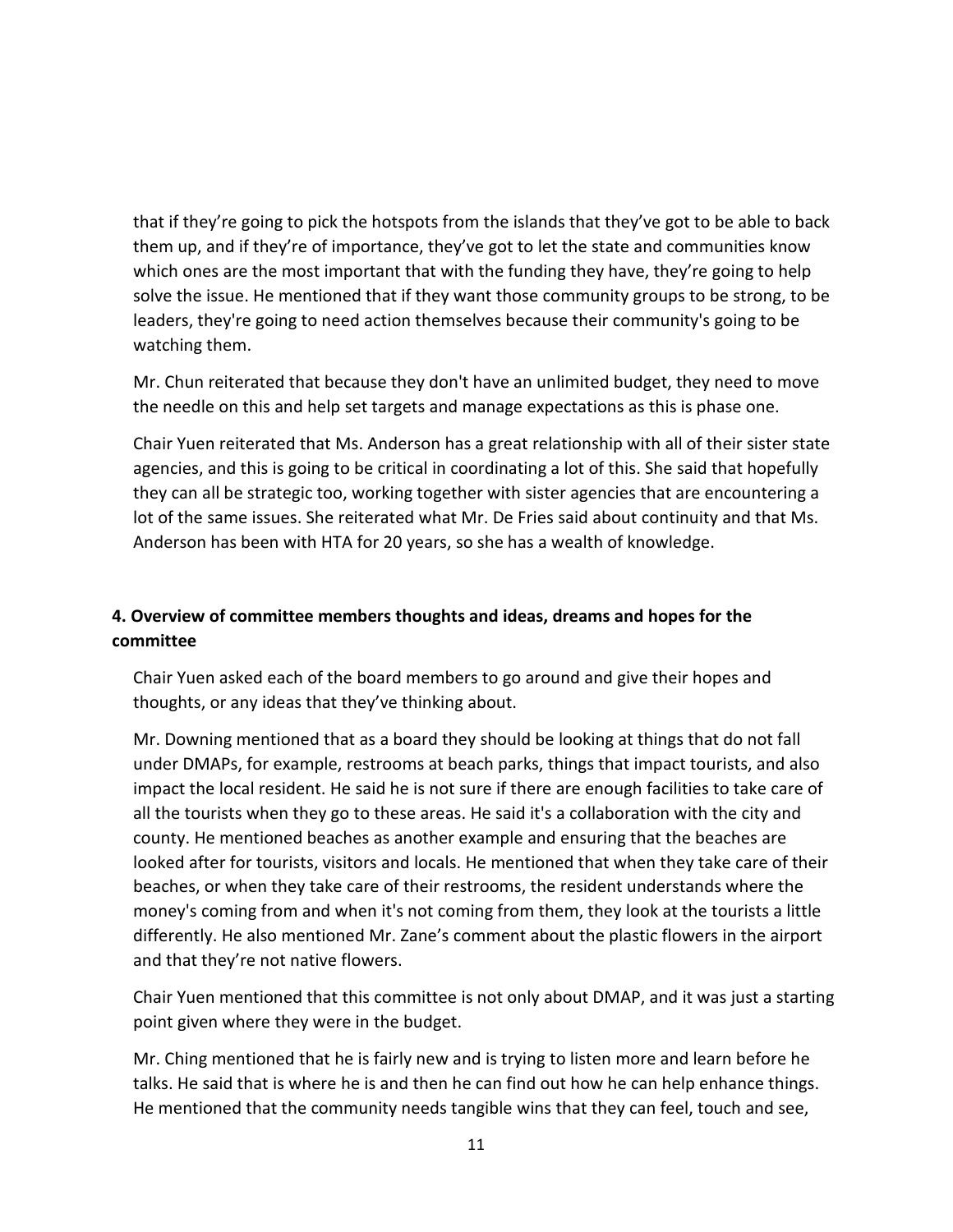that if they're going to pick the hotspots from the islands that they've got to be able to back them up, and if they're of importance, they've got to let the state and communities know which ones are the most important that with the funding they have, they're going to help solve the issue. He mentioned that if they want those community groups to be strong, to be leaders, they're going to need action themselves because their community's going to be watching them.

Mr. Chun reiterated that because they don't have an unlimited budget, they need to move the needle on this and help set targets and manage expectations as this is phase one.

Chair Yuen reiterated that Ms. Anderson has a great relationship with all of their sister state agencies, and this is going to be critical in coordinating a lot of this. She said that hopefully they can all be strategic too, working together with sister agencies that are encountering a lot of the same issues. She reiterated what Mr. De Fries said about continuity and that Ms. Anderson has been with HTA for 20 years, so she has a wealth of knowledge.

**4. Overview of committee members thoughts and ideas, dreams and hopes for the committee**

Chair Yuen asked each of the board members to go around and give their hopes and thoughts, or any ideas that they've thinking about.

Mr. Downing mentioned that as a board they should be looking at things that do not fall under DMAPs, for example, restrooms at beach parks, things that impact tourists, and also impact the local resident. He said he is not sure if there are enough facilities to take care of all the tourists when they go to these areas. He said it's a collaboration with the city and county. He mentioned beaches as another example and ensuring that the beaches are looked after for tourists, visitors and locals. He mentioned that when they take care of their beaches, or when they take care of their restrooms, the resident understands where the money's coming from and when it's not coming from them, they look at the tourists a little differently. He also mentioned Mr. Zane's comment about the plastic flowers in the airport and that they're not native flowers.

Chair Yuen mentioned that this committee is not only about DMAP, and it was just a starting point given where they were in the budget.

Mr. Ching mentioned that he is fairly new and is trying to listen more and learn before he talks. He said that is where he is and then he can find out how he can help enhance things. He mentioned that the community needs tangible wins that they can feel, touch and see,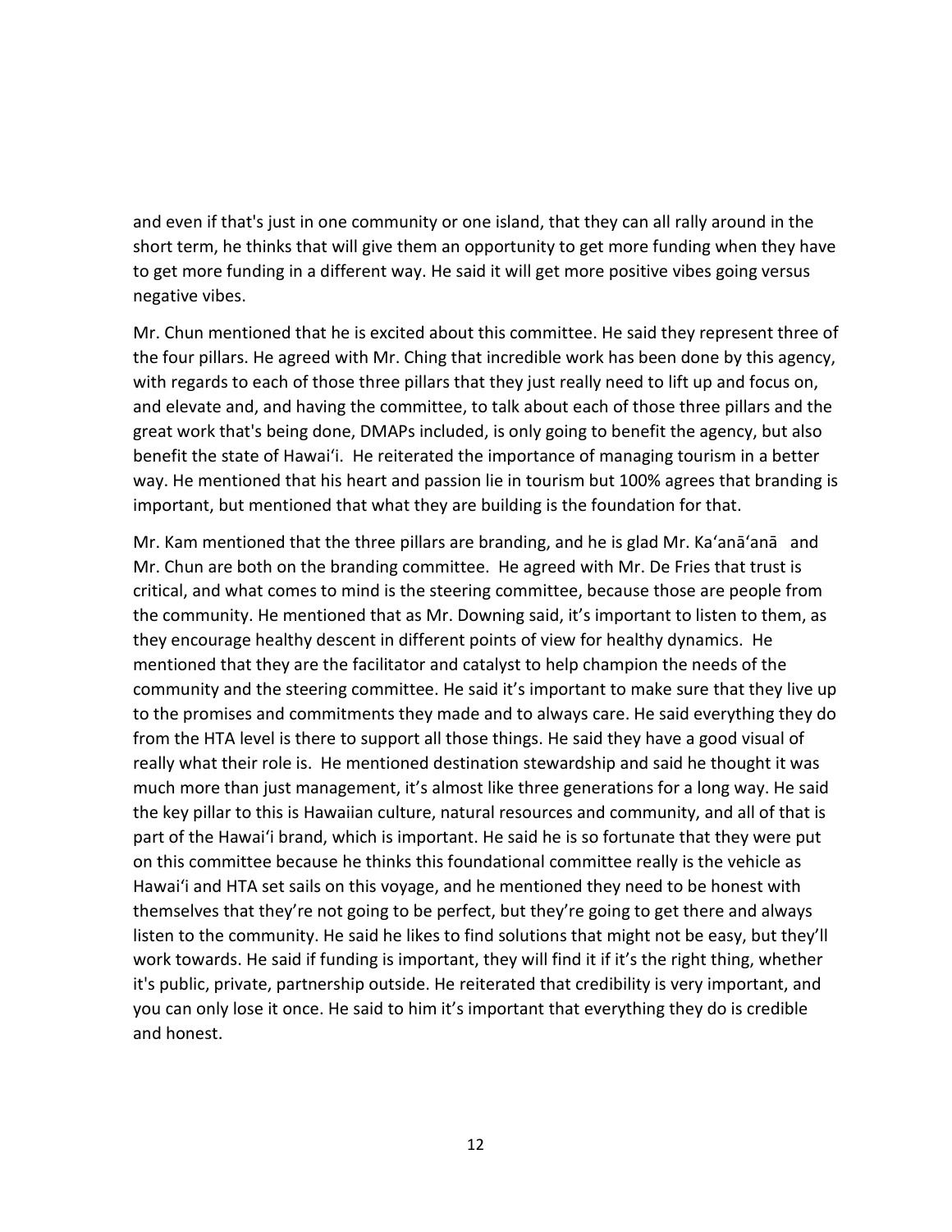and even if that's just in one community or one island, that they can all rally around in the short term, he thinks that will give them an opportunity to get more funding when they have to get more funding in a different way. He said it will get more positive vibes going versus negative vibes.

Mr. Chun mentioned that he is excited about this committee. He said they represent three of the four pillars. He agreed with Mr. Ching that incredible work has been done by this agency, with regards to each of those three pillars that they just really need to lift up and focus on, and elevate and, and having the committee, to talk about each of those three pillars and the great work that's being done, DMAPs included, is only going to benefit the agency, but also benefit the state of Hawaiʻi. He reiterated the importance of managing tourism in a better way. He mentioned that his heart and passion lie in tourism but 100% agrees that branding is important, but mentioned that what they are building is the foundation for that.

Mr. Kam mentioned that the three pillars are branding, and he is glad Mr. Kaʻanāʻanā and Mr. Chun are both on the branding committee. He agreed with Mr. De Fries that trust is critical, and what comes to mind is the steering committee, because those are people from the community. He mentioned that as Mr. Downing said, it's important to listen to them, as they encourage healthy descent in different points of view for healthy dynamics. He mentioned that they are the facilitator and catalyst to help champion the needs of the community and the steering committee. He said it's important to make sure that they live up to the promises and commitments they made and to always care. He said everything they do from the HTA level is there to support all those things. He said they have a good visual of really what their role is. He mentioned destination stewardship and said he thought it was much more than just management, it's almost like three generations for a long way. He said the key pillar to this is Hawaiian culture, natural resources and community, and all of that is part of the Hawaiʻi brand, which is important. He said he is so fortunate that they were put on this committee because he thinks this foundational committee really is the vehicle as Hawaiʻi and HTA set sails on this voyage, and he mentioned they need to be honest with themselves that they're not going to be perfect, but they're going to get there and always listen to the community. He said he likes to find solutions that might not be easy, but they'll work towards. He said if funding is important, they will find it if it's the right thing, whether it's public, private, partnership outside. He reiterated that credibility is very important, and you can only lose it once. He said to him it's important that everything they do is credible and honest.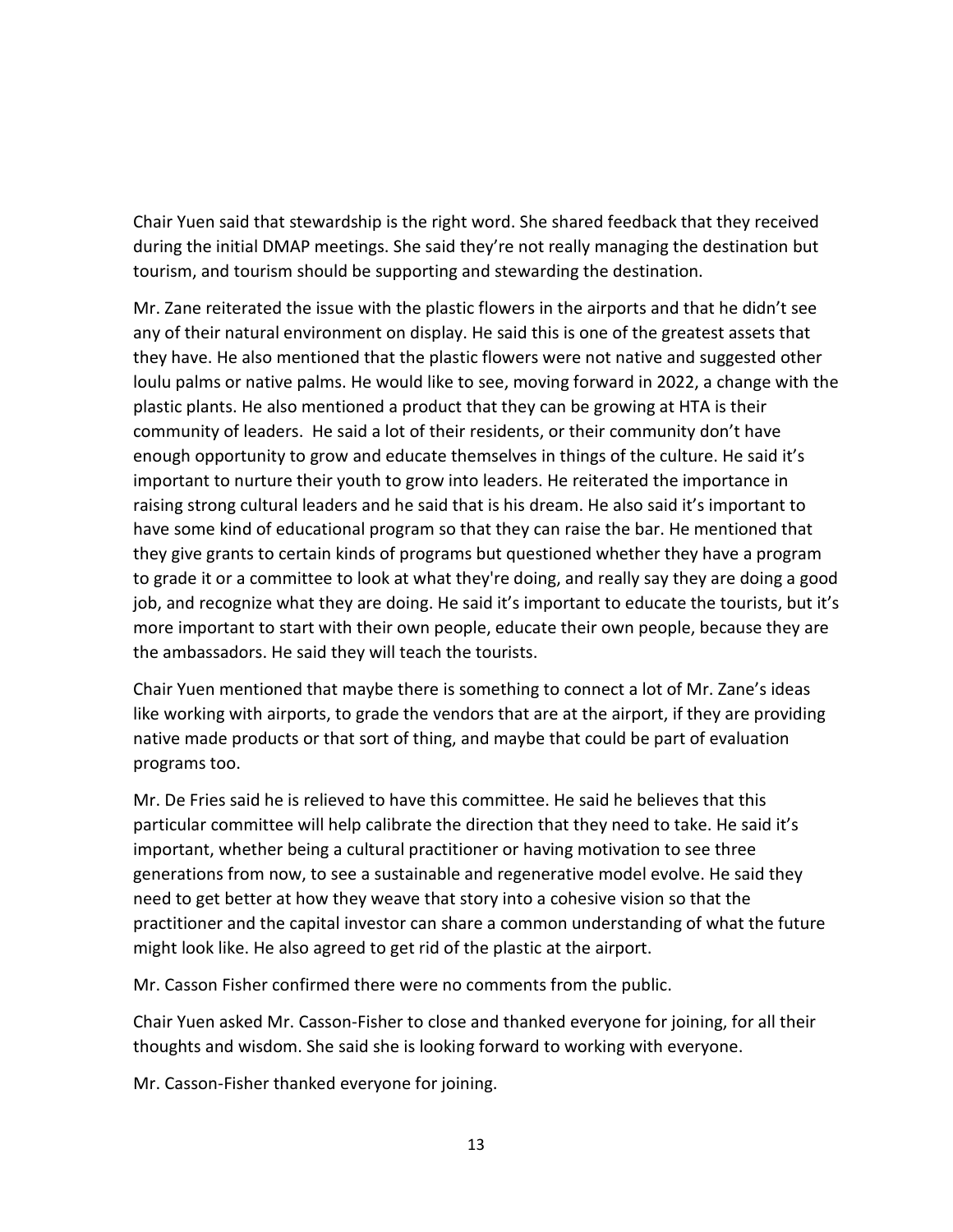Chair Yuen said that stewardship is the right word. She shared feedback that they received during the initial DMAP meetings. She said they're not really managing the destination but tourism, and tourism should be supporting and stewarding the destination.

Mr. Zane reiterated the issue with the plastic flowers in the airports and that he didn't see any of their natural environment on display. He said this is one of the greatest assets that they have. He also mentioned that the plastic flowers were not native and suggested other loulu palms or native palms. He would like to see, moving forward in 2022, a change with the plastic plants. He also mentioned a product that they can be growing at HTA is their community of leaders. He said a lot of their residents, or their community don't have enough opportunity to grow and educate themselves in things of the culture. He said it's important to nurture their youth to grow into leaders. He reiterated the importance in raising strong cultural leaders and he said that is his dream. He also said it's important to have some kind of educational program so that they can raise the bar. He mentioned that they give grants to certain kinds of programs but questioned whether they have a program to grade it or a committee to look at what they're doing, and really say they are doing a good job, and recognize what they are doing. He said it's important to educate the tourists, but it's more important to start with their own people, educate their own people, because they are the ambassadors. He said they will teach the tourists.

Chair Yuen mentioned that maybe there is something to connect a lot of Mr. Zane's ideas like working with airports, to grade the vendors that are at the airport, if they are providing native made products or that sort of thing, and maybe that could be part of evaluation programs too.

Mr. De Fries said he is relieved to have this committee. He said he believes that this particular committee will help calibrate the direction that they need to take. He said it's important, whether being a cultural practitioner or having motivation to see three generations from now, to see a sustainable and regenerative model evolve. He said they need to get better at how they weave that story into a cohesive vision so that the practitioner and the capital investor can share a common understanding of what the future might look like. He also agreed to get rid of the plastic at the airport.

Mr. Casson Fisher confirmed there were no comments from the public.

Chair Yuen asked Mr. Casson-Fisher to close and thanked everyone for joining, for all their thoughts and wisdom. She said she is looking forward to working with everyone.

Mr. Casson-Fisher thanked everyone for joining.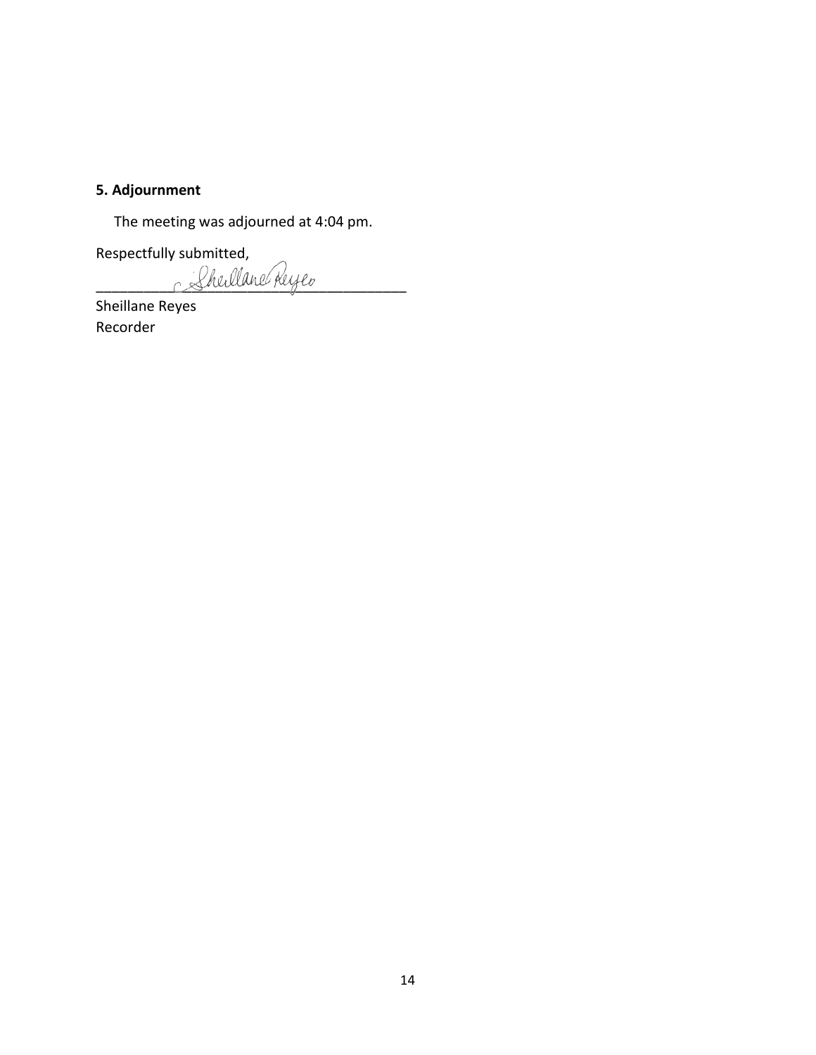## 5. Adjournment

The meeting was adjourned at 4:04 pm.

Respectfully submitted,

Sheillane Reyes
Recorder